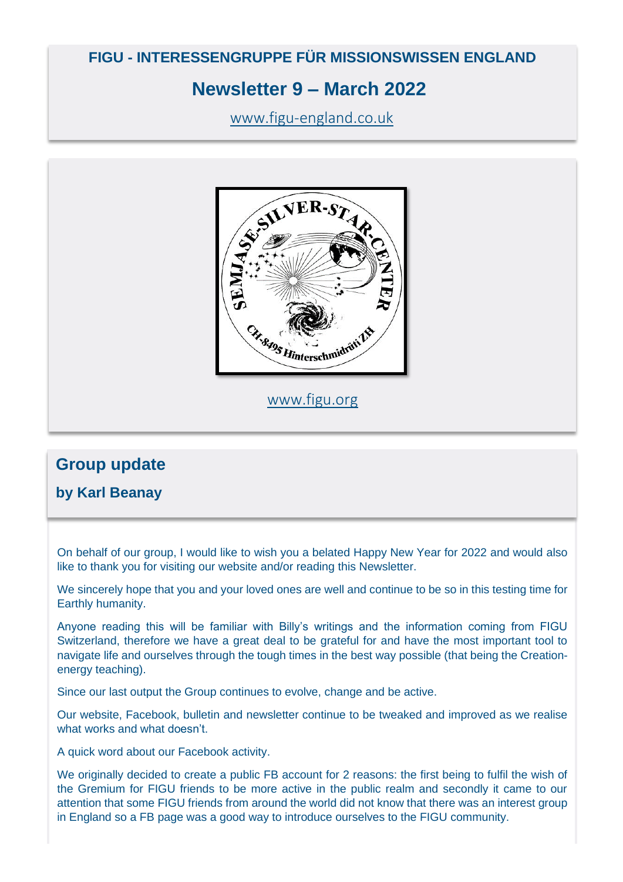**FIGU - INTERESSENGRUPPE FÜR MISSIONSWISSEN ENGLAND**

# Newsletter 9 – March 2022

www.figu-england.co.uk

www.figu.org

## Group update

**by Karl Beanay**

On behalf of our group, I would like to wish you a belated Happy New Year for 2022 and would also like to thank you for visiting our website and/or reading this Newsletter.

We sincerely hope that you and your loved ones are well and continue to be so in this testing time for Earthly humanity.

Anyone reading this will be familiar with Billy's writings and the information coming from FIGU Switzerland, therefore we have a great deal to be grateful for and have the most important tool to navigate life and ourselves through the tough times in the best way possible (that being the Creation-energy teaching).

Since our last output the Group continues to evolve, change and be active.

Our website, Facebook, bulletin and newsletter continue to be tweaked and improved as we realise what works and what doesn't.

A quick word about our Facebook activity.

We originally decided to create a public FB account for 2 reasons: the first being to fulfil the wish of the Gremium for FIGU friends to be more active in the public realm and secondly it came to our attention that some FIGU friends from around the world did not know that there was an interest group in England so a FB page was a good way to introduce ourselves to the FIGU community.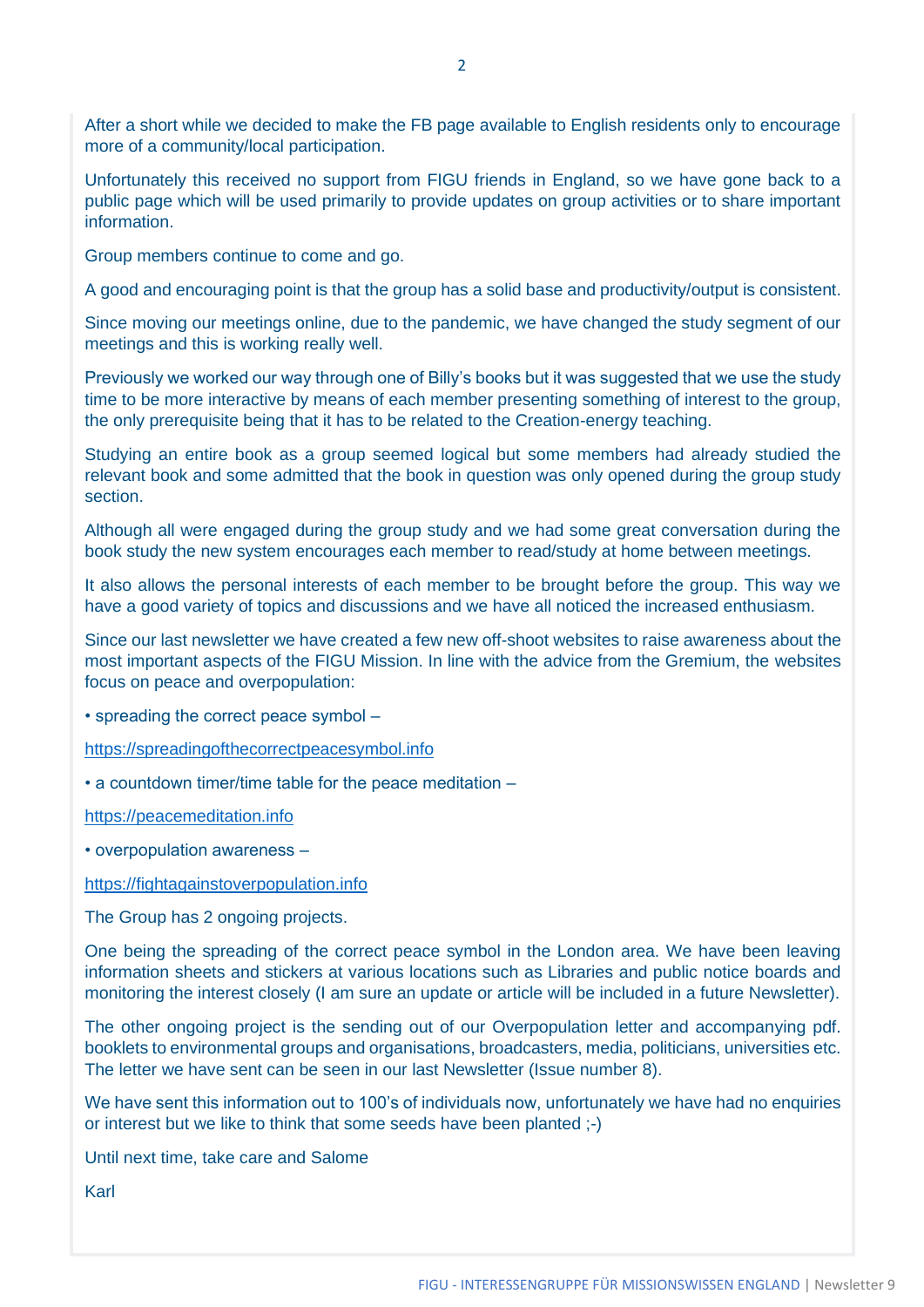After a short while we decided to make the FB page available to English residents only to encourage more of a community/local participation.

Unfortunately this received no support from FIGU friends in England, so we have gone back to a public page which will be used primarily to provide updates on group activities or to share important information.

Group members continue to come and go.

A good and encouraging point is that the group has a solid base and productivity/output is consistent.

Since moving our meetings online, due to the pandemic, we have changed the study segment of our meetings and this is working really well.

Previously we worked our way through one of Billy's books but it was suggested that we use the study time to be more interactive by means of each member presenting something of interest to the group, the only prerequisite being that it has to be related to the Creation-energy teaching.

Studying an entire book as a group seemed logical but some members had already studied the relevant book and some admitted that the book in question was only opened during the group study section.

Although all were engaged during the group study and we had some great conversation during the book study the new system encourages each member to read/study at home between meetings.

It also allows the personal interests of each member to be brought before the group. This way we have a good variety of topics and discussions and we have all noticed the increased enthusiasm.

Since our last newsletter we have created a few new off-shoot websites to raise awareness about the most important aspects of the FIGU Mission. In line with the advice from the Gremium, the websites focus on peace and overpopulation:

• spreading the correct peace symbol –

https://spreadingofthecorrectpeacesymbol.info

• a countdown timer/time table for the peace meditation –

https://peacemeditation.info

• overpopulation awareness –

https://fightagainstoverpopulation.info

The Group has 2 ongoing projects.

One being the spreading of the correct peace symbol in the London area. We have been leaving information sheets and stickers at various locations such as Libraries and public notice boards and monitoring the interest closely (I am sure an update or article will be included in a future Newsletter).

The other ongoing project is the sending out of our Overpopulation letter and accompanying pdf. booklets to environmental groups and organisations, broadcasters, media, politicians, universities etc. The letter we have sent can be seen in our last Newsletter (Issue number 8).

We have sent this information out to 100's of individuals now, unfortunately we have had no enquiries or interest but we like to think that some seeds have been planted ;-)

Until next time, take care and Salome

Karl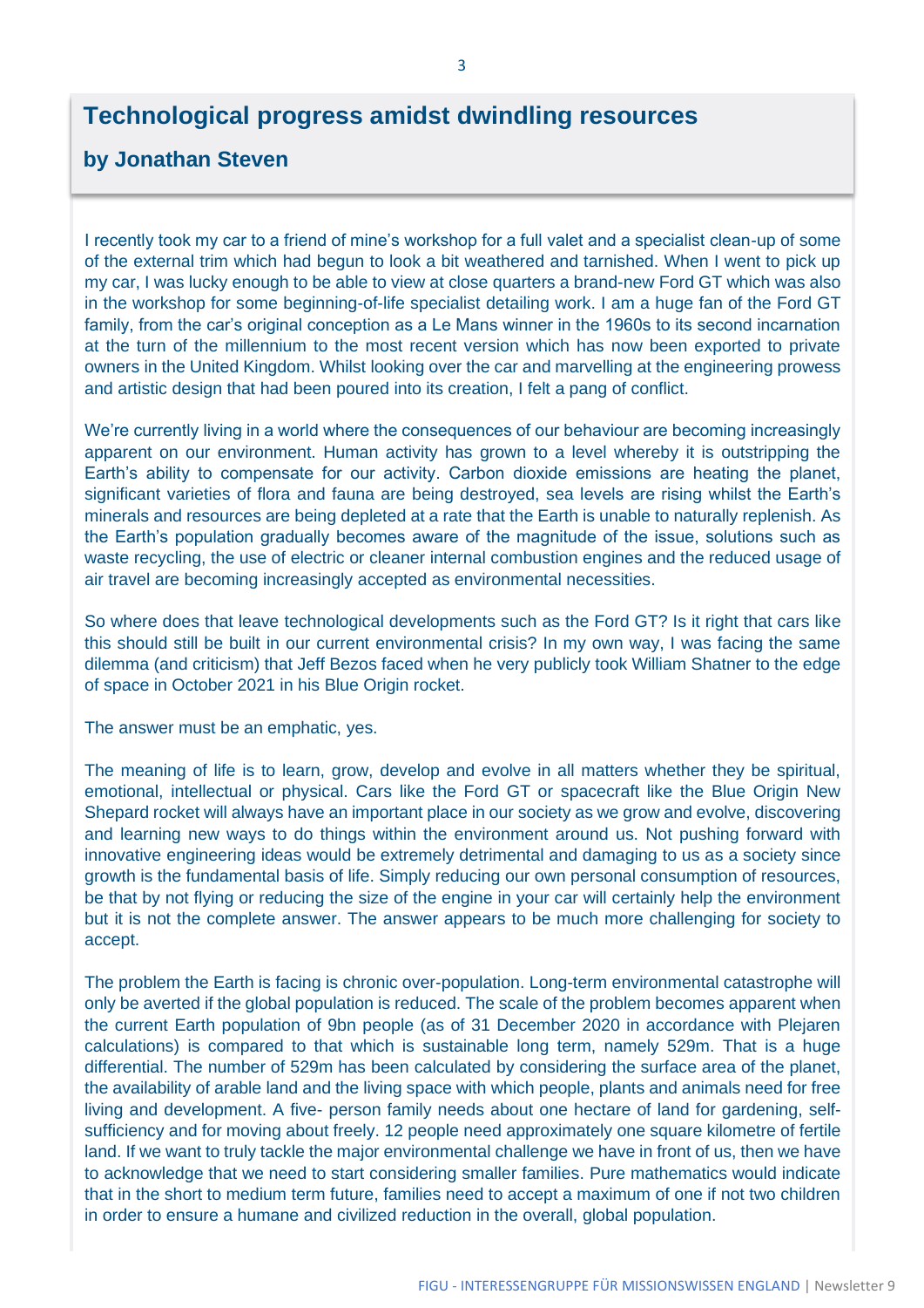## Technological progress amidst dwindling resources

### by Jonathan Steven

I recently took my car to a friend of mine's workshop for a full valet and a specialist clean-up of some of the external trim which had begun to look a bit weathered and tarnished. When I went to pick up my car, I was lucky enough to be able to view at close quarters a brand-new Ford GT which was also in the workshop for some beginning-of-life specialist detailing work. I am a huge fan of the Ford GT family, from the car's original conception as a Le Mans winner in the 1960s to its second incarnation at the turn of the millennium to the most recent version which has now been exported to private owners in the United Kingdom. Whilst looking over the car and marvelling at the engineering prowess and artistic design that had been poured into its creation, I felt a pang of conflict.

We're currently living in a world where the consequences of our behaviour are becoming increasingly apparent on our environment. Human activity has grown to a level whereby it is outstripping the Earth's ability to compensate for our activity. Carbon dioxide emissions are heating the planet, significant varieties of flora and fauna are being destroyed, sea levels are rising whilst the Earth's minerals and resources are being depleted at a rate that the Earth is unable to naturally replenish. As the Earth's population gradually becomes aware of the magnitude of the issue, solutions such as waste recycling, the use of electric or cleaner internal combustion engines and the reduced usage of air travel are becoming increasingly accepted as environmental necessities.

So where does that leave technological developments such as the Ford GT? Is it right that cars like this should still be built in our current environmental crisis? In my own way, I was facing the same dilemma (and criticism) that Jeff Bezos faced when he very publicly took William Shatner to the edge of space in October 2021 in his Blue Origin rocket.

The answer must be an emphatic, yes.

The meaning of life is to learn, grow, develop and evolve in all matters whether they be spiritual, emotional, intellectual or physical. Cars like the Ford GT or spacecraft like the Blue Origin New Shepard rocket will always have an important place in our society as we grow and evolve, discovering and learning new ways to do things within the environment around us. Not pushing forward with innovative engineering ideas would be extremely detrimental and damaging to us as a society since growth is the fundamental basis of life. Simply reducing our own personal consumption of resources, be that by not flying or reducing the size of the engine in your car will certainly help the environment but it is not the complete answer. The answer appears to be much more challenging for society to accept.

The problem the Earth is facing is chronic over-population. Long-term environmental catastrophe will only be averted if the global population is reduced. The scale of the problem becomes apparent when the current Earth population of 9bn people (as of 31 December 2020 in accordance with Plejaren calculations) is compared to that which is sustainable long term, namely 529m. That is a huge differential. The number of 529m has been calculated by considering the surface area of the planet, the availability of arable land and the living space with which people, plants and animals need for free living and development. A five- person family needs about one hectare of land for gardening, self-sufficiency and for moving about freely. 12 people need approximately one square kilometre of fertile land. If we want to truly tackle the major environmental challenge we have in front of us, then we have to acknowledge that we need to start considering smaller families. Pure mathematics would indicate that in the short to medium term future, families need to accept a maximum of one if not two children in order to ensure a humane and civilized reduction in the overall, global population.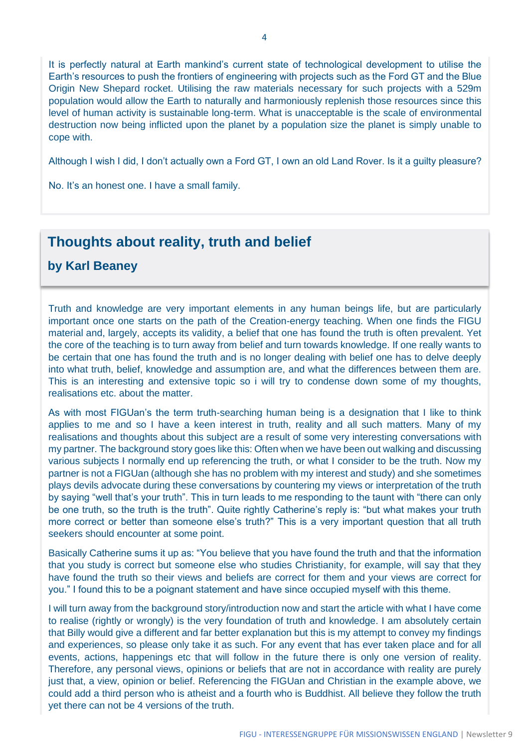It is perfectly natural at Earth mankind's current state of technological development to utilise the Earth's resources to push the frontiers of engineering with projects such as the Ford GT and the Blue Origin New Shepard rocket. Utilising the raw materials necessary for such projects with a 529m population would allow the Earth to naturally and harmoniously replenish those resources since this level of human activity is sustainable long-term. What is unacceptable is the scale of environmental destruction now being inflicted upon the planet by a population size the planet is simply unable to cope with.

Although I wish I did, I don't actually own a Ford GT, I own an old Land Rover. Is it a guilty pleasure?

No. It's an honest one. I have a small family.

## Thoughts about reality, truth and belief

### by Karl Beaney

Truth and knowledge are very important elements in any human beings life, but are particularly important once one starts on the path of the Creation-energy teaching. When one finds the FIGU material and, largely, accepts its validity, a belief that one has found the truth is often prevalent. Yet the core of the teaching is to turn away from belief and turn towards knowledge. If one really wants to be certain that one has found the truth and is no longer dealing with belief one has to delve deeply into what truth, belief, knowledge and assumption are, and what the differences between them are. This is an interesting and extensive topic so i will try to condense down some of my thoughts, realisations etc. about the matter.

As with most FIGUan's the term truth-searching human being is a designation that I like to think applies to me and so I have a keen interest in truth, reality and all such matters. Many of my realisations and thoughts about this subject are a result of some very interesting conversations with my partner. The background story goes like this: Often when we have been out walking and discussing various subjects I normally end up referencing the truth, or what I consider to be the truth. Now my partner is not a FIGUan (although she has no problem with my interest and study) and she sometimes plays devils advocate during these conversations by countering my views or interpretation of the truth by saying "well that's your truth". This in turn leads to me responding to the taunt with "there can only be one truth, so the truth is the truth". Quite rightly Catherine's reply is: "but what makes your truth more correct or better than someone else's truth?" This is a very important question that all truth seekers should encounter at some point.

Basically Catherine sums it up as: "You believe that you have found the truth and that the information that you study is correct but someone else who studies Christianity, for example, will say that they have found the truth so their views and beliefs are correct for them and your views are correct for you." I found this to be a poignant statement and have since occupied myself with this theme.

I will turn away from the background story/introduction now and start the article with what I have come to realise (rightly or wrongly) is the very foundation of truth and knowledge. I am absolutely certain that Billy would give a different and far better explanation but this is my attempt to convey my findings and experiences, so please only take it as such. For any event that has ever taken place and for all events, actions, happenings etc that will follow in the future there is only one version of reality. Therefore, any personal views, opinions or beliefs that are not in accordance with reality are purely just that, a view, opinion or belief. Referencing the FIGUan and Christian in the example above, we could add a third person who is atheist and a fourth who is Buddhist. All believe they follow the truth yet there can not be 4 versions of the truth.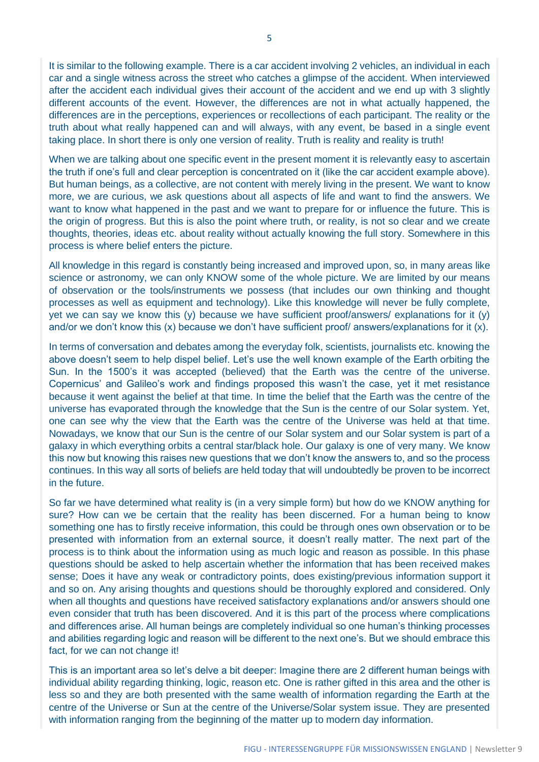It is similar to the following example. There is a car accident involving 2 vehicles, an individual in each car and a single witness across the street who catches a glimpse of the accident. When interviewed after the accident each individual gives their account of the accident and we end up with 3 slightly different accounts of the event. However, the differences are not in what actually happened, the differences are in the perceptions, experiences or recollections of each participant. The reality or the truth about what really happened can and will always, with any event, be based in a single event taking place. In short there is only one version of reality. Truth is reality and reality is truth!

When we are talking about one specific event in the present moment it is relevantly easy to ascertain the truth if one's full and clear perception is concentrated on it (like the car accident example above). But human beings, as a collective, are not content with merely living in the present. We want to know more, we are curious, we ask questions about all aspects of life and want to find the answers. We want to know what happened in the past and we want to prepare for or influence the future. This is the origin of progress. But this is also the point where truth, or reality, is not so clear and we create thoughts, theories, ideas etc. about reality without actually knowing the full story. Somewhere in this process is where belief enters the picture.

All knowledge in this regard is constantly being increased and improved upon, so, in many areas like science or astronomy, we can only KNOW some of the whole picture. We are limited by our means of observation or the tools/instruments we possess (that includes our own thinking and thought processes as well as equipment and technology). Like this knowledge will never be fully complete, yet we can say we know this (y) because we have sufficient proof/answers/ explanations for it (y) and/or we don't know this (x) because we don't have sufficient proof/ answers/explanations for it (x).

In terms of conversation and debates among the everyday folk, scientists, journalists etc. knowing the above doesn't seem to help dispel belief. Let's use the well known example of the Earth orbiting the Sun. In the 1500's it was accepted (believed) that the Earth was the centre of the universe. Copernicus' and Galileo's work and findings proposed this wasn't the case, yet it met resistance because it went against the belief at that time. In time the belief that the Earth was the centre of the universe has evaporated through the knowledge that the Sun is the centre of our Solar system. Yet, one can see why the view that the Earth was the centre of the Universe was held at that time. Nowadays, we know that our Sun is the centre of our Solar system and our Solar system is part of a galaxy in which everything orbits a central star/black hole. Our galaxy is one of very many. We know this now but knowing this raises new questions that we don't know the answers to, and so the process continues. In this way all sorts of beliefs are held today that will undoubtedly be proven to be incorrect in the future.

So far we have determined what reality is (in a very simple form) but how do we KNOW anything for sure? How can we be certain that the reality has been discerned. For a human being to know something one has to firstly receive information, this could be through ones own observation or to be presented with information from an external source, it doesn't really matter. The next part of the process is to think about the information using as much logic and reason as possible. In this phase questions should be asked to help ascertain whether the information that has been received makes sense; Does it have any weak or contradictory points, does existing/previous information support it and so on. Any arising thoughts and questions should be thoroughly explored and considered. Only when all thoughts and questions have received satisfactory explanations and/or answers should one even consider that truth has been discovered. And it is this part of the process where complications and differences arise. All human beings are completely individual so one human's thinking processes and abilities regarding logic and reason will be different to the next one's. But we should embrace this fact, for we can not change it!

This is an important area so let's delve a bit deeper: Imagine there are 2 different human beings with individual ability regarding thinking, logic, reason etc. One is rather gifted in this area and the other is less so and they are both presented with the same wealth of information regarding the Earth at the centre of the Universe or Sun at the centre of the Universe/Solar system issue. They are presented with information ranging from the beginning of the matter up to modern day information.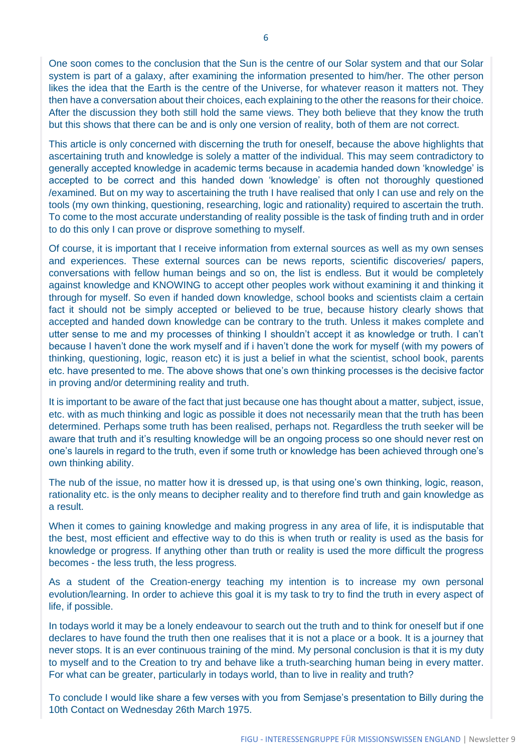One soon comes to the conclusion that the Sun is the centre of our Solar system and that our Solar system is part of a galaxy, after examining the information presented to him/her. The other person likes the idea that the Earth is the centre of the Universe, for whatever reason it matters not. They then have a conversation about their choices, each explaining to the other the reasons for their choice. After the discussion they both still hold the same views. They both believe that they know the truth but this shows that there can be and is only one version of reality, both of them are not correct.

This article is only concerned with discerning the truth for oneself, because the above highlights that ascertaining truth and knowledge is solely a matter of the individual. This may seem contradictory to generally accepted knowledge in academic terms because in academia handed down 'knowledge' is accepted to be correct and this handed down 'knowledge' is often not thoroughly questioned /examined. But on my way to ascertaining the truth I have realised that only I can use and rely on the tools (my own thinking, questioning, researching, logic and rationality) required to ascertain the truth. To come to the most accurate understanding of reality possible is the task of finding truth and in order to do this only I can prove or disprove something to myself.

Of course, it is important that I receive information from external sources as well as my own senses and experiences. These external sources can be news reports, scientific discoveries/ papers, conversations with fellow human beings and so on, the list is endless. But it would be completely against knowledge and KNOWING to accept other peoples work without examining it and thinking it through for myself. So even if handed down knowledge, school books and scientists claim a certain fact it should not be simply accepted or believed to be true, because history clearly shows that accepted and handed down knowledge can be contrary to the truth. Unless it makes complete and utter sense to me and my processes of thinking I shouldn't accept it as knowledge or truth. I can't because I haven't done the work myself and if i haven't done the work for myself (with my powers of thinking, questioning, logic, reason etc) it is just a belief in what the scientist, school book, parents etc. have presented to me. The above shows that one's own thinking processes is the decisive factor in proving and/or determining reality and truth.

It is important to be aware of the fact that just because one has thought about a matter, subject, issue, etc. with as much thinking and logic as possible it does not necessarily mean that the truth has been determined. Perhaps some truth has been realised, perhaps not. Regardless the truth seeker will be aware that truth and it's resulting knowledge will be an ongoing process so one should never rest on one's laurels in regard to the truth, even if some truth or knowledge has been achieved through one's own thinking ability.

The nub of the issue, no matter how it is dressed up, is that using one's own thinking, logic, reason, rationality etc. is the only means to decipher reality and to therefore find truth and gain knowledge as a result.

When it comes to gaining knowledge and making progress in any area of life, it is indisputable that the best, most efficient and effective way to do this is when truth or reality is used as the basis for knowledge or progress. If anything other than truth or reality is used the more difficult the progress becomes - the less truth, the less progress.

As a student of the Creation-energy teaching my intention is to increase my own personal evolution/learning. In order to achieve this goal it is my task to try to find the truth in every aspect of life, if possible.

In todays world it may be a lonely endeavour to search out the truth and to think for oneself but if one declares to have found the truth then one realises that it is not a place or a book. It is a journey that never stops. It is an ever continuous training of the mind. My personal conclusion is that it is my duty to myself and to the Creation to try and behave like a truth-searching human being in every matter. For what can be greater, particularly in todays world, than to live in reality and truth?

To conclude I would like share a few verses with you from Semjase's presentation to Billy during the 10th Contact on Wednesday 26th March 1975.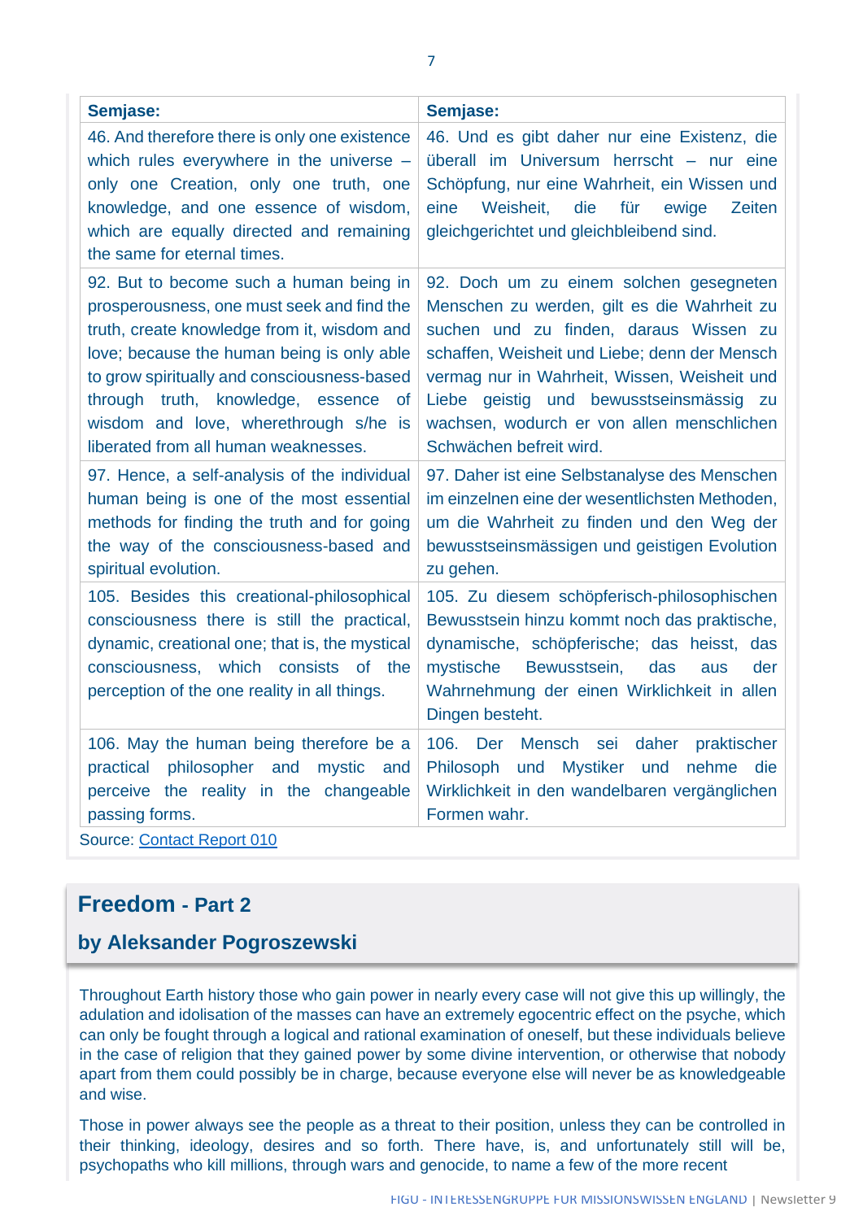| Semjase: | Semjase: |
|---|---|
| 46. And therefore there is only one existence which rules everywhere in the universe – only one Creation, only one truth, one knowledge, and one essence of wisdom, which are equally directed and remaining the same for eternal times. | 46. Und es gibt daher nur eine Existenz, die überall im Universum herrscht – nur eine Schöpfung, nur eine Wahrheit, ein Wissen und eine Weisheit, die für ewige Zeiten gleichgerichtet und gleichbleibend sind. |
| 92. But to become such a human being in prosperousness, one must seek and find the truth, create knowledge from it, wisdom and love; because the human being is only able to grow spiritually and consciousness-based through truth, knowledge, essence of wisdom and love, wherethrough s/he is liberated from all human weaknesses. | 92. Doch um zu einem solchen gesegneten Menschen zu werden, gilt es die Wahrheit zu suchen und zu finden, daraus Wissen zu schaffen, Weisheit und Liebe; denn der Mensch vermag nur in Wahrheit, Wissen, Weisheit und Liebe geistig und bewusstseinsmässig zu wachsen, wodurch er von allen menschlichen Schwächen befreit wird. |
| 97. Hence, a self-analysis of the individual human being is one of the most essential methods for finding the truth and for going the way of the consciousness-based and spiritual evolution. | 97. Daher ist eine Selbstanalyse des Menschen im einzelnen eine der wesentlichsten Methoden, um die Wahrheit zu finden und den Weg der bewusstseinsmässigen und geistigen Evolution zu gehen. |
| 105. Besides this creational-philosophical consciousness there is still the practical, dynamic, creational one; that is, the mystical consciousness, which consists of the perception of the one reality in all things. | 105. Zu diesem schöpferisch-philosophischen Bewusstsein hinzu kommt noch das praktische, dynamische, schöpferische; das heisst, das mystische Bewusstsein, das aus der Wahrnehmung der einen Wirklichkeit in allen Dingen besteht. |
| 106. May the human being therefore be a practical philosopher and mystic and perceive the reality in the changeable passing forms. | 106. Der Mensch sei daher praktischer Philosoph und Mystiker und nehme die Wirklichkeit in den wandelbaren vergänglichen Formen wahr. |

Source: [Contact Report 010]

## Freedom - Part 2

### by Aleksander Pogroszewski

Throughout Earth history those who gain power in nearly every case will not give this up willingly, the adulation and idolisation of the masses can have an extremely egocentric effect on the psyche, which can only be fought through a logical and rational examination of oneself, but these individuals believe in the case of religion that they gained power by some divine intervention, or otherwise that nobody apart from them could possibly be in charge, because everyone else will never be as knowledgeable and wise.

Those in power always see the people as a threat to their position, unless they can be controlled in their thinking, ideology, desires and so forth. There have, is, and unfortunately still will be, psychopaths who kill millions, through wars and genocide, to name a few of the more recent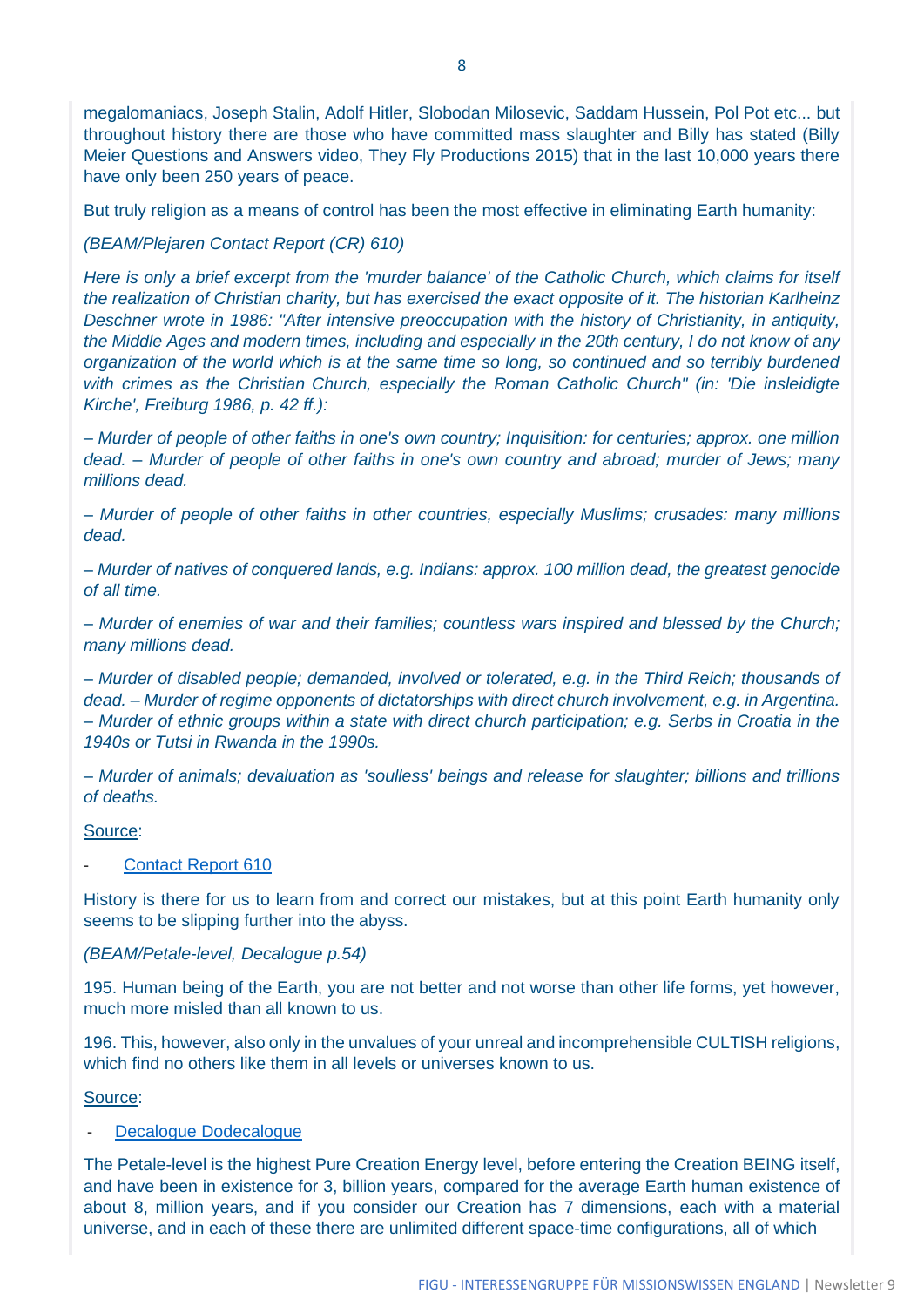megalomaniacs, Joseph Stalin, Adolf Hitler, Slobodan Milosevic, Saddam Hussein, Pol Pot etc... but throughout history there are those who have committed mass slaughter and Billy has stated (Billy Meier Questions and Answers video, They Fly Productions 2015) that in the last 10,000 years there have only been 250 years of peace.

But truly religion as a means of control has been the most effective in eliminating Earth humanity:

*(BEAM/Plejaren Contact Report (CR) 610)*

*Here is only a brief excerpt from the 'murder balance' of the Catholic Church, which claims for itself the realization of Christian charity, but has exercised the exact opposite of it. The historian Karlheinz Deschner wrote in 1986: "After intensive preoccupation with the history of Christianity, in antiquity, the Middle Ages and modern times, including and especially in the 20th century, I do not know of any organization of the world which is at the same time so long, so continued and so terribly burdened with crimes as the Christian Church, especially the Roman Catholic Church" (in: 'Die insleidigte Kirche', Freiburg 1986, p. 42 ff.):*

*– Murder of people of other faiths in one's own country; Inquisition: for centuries; approx. one million dead. – Murder of people of other faiths in one's own country and abroad; murder of Jews; many millions dead.*

*– Murder of people of other faiths in other countries, especially Muslims; crusades: many millions dead.*

*– Murder of natives of conquered lands, e.g. Indians: approx. 100 million dead, the greatest genocide of all time.*

*– Murder of enemies of war and their families; countless wars inspired and blessed by the Church; many millions dead.*

*– Murder of disabled people; demanded, involved or tolerated, e.g. in the Third Reich; thousands of dead. – Murder of regime opponents of dictatorships with direct church involvement, e.g. in Argentina. – Murder of ethnic groups within a state with direct church participation; e.g. Serbs in Croatia in the 1940s or Tutsi in Rwanda in the 1990s.*

*– Murder of animals; devaluation as 'soulless' beings and release for slaughter; billions and trillions of deaths.*

Source:

- Contact Report 610

History is there for us to learn from and correct our mistakes, but at this point Earth humanity only seems to be slipping further into the abyss.

*(BEAM/Petale-level, Decalogue p.54)*

195. Human being of the Earth, you are not better and not worse than other life forms, yet however, much more misled than all known to us.

196. This, however, also only in the unvalues of your unreal and incomprehensible CULTISH religions, which find no others like them in all levels or universes known to us.

Source:

- Decalogue Dodecalogue

The Petale-level is the highest Pure Creation Energy level, before entering the Creation BEING itself, and have been in existence for 3, billion years, compared for the average Earth human existence of about 8, million years, and if you consider our Creation has 7 dimensions, each with a material universe, and in each of these there are unlimited different space-time configurations, all of which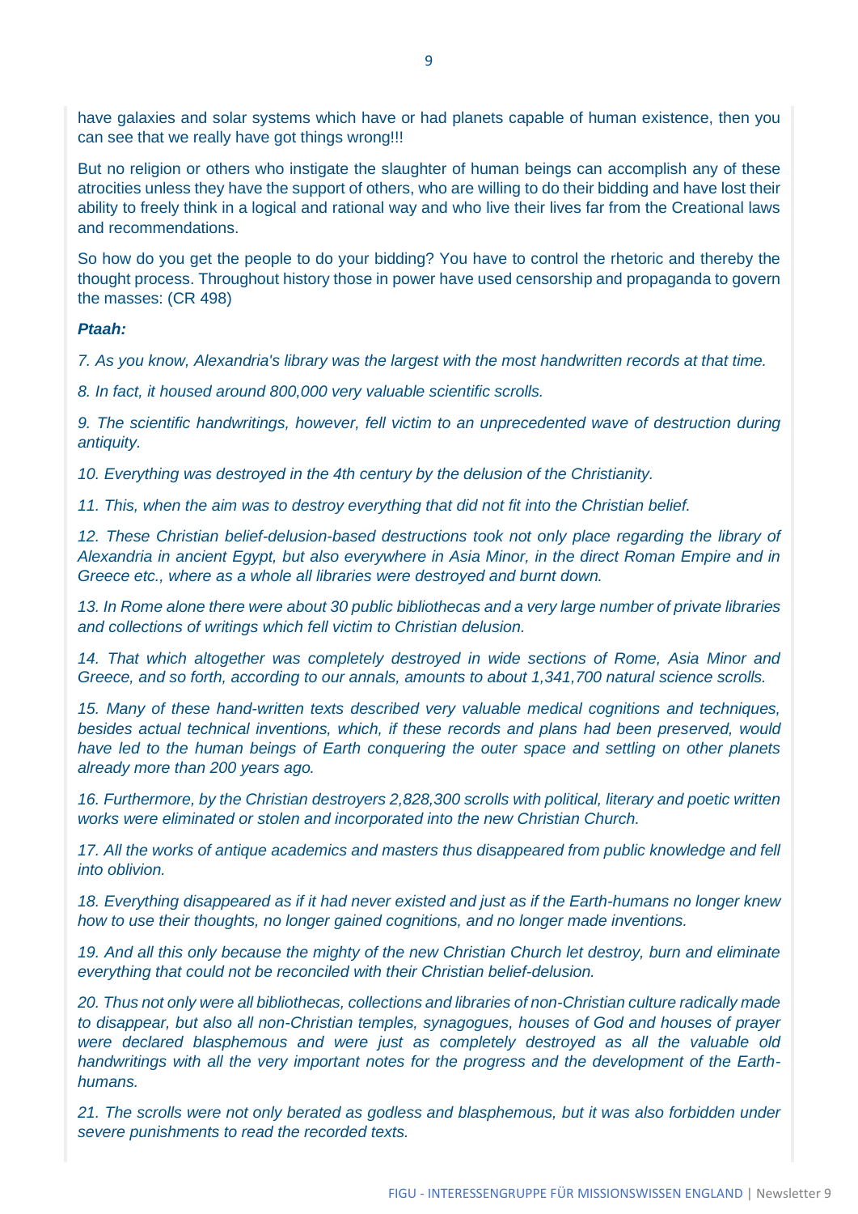have galaxies and solar systems which have or had planets capable of human existence, then you can see that we really have got things wrong!!!

But no religion or others who instigate the slaughter of human beings can accomplish any of these atrocities unless they have the support of others, who are willing to do their bidding and have lost their ability to freely think in a logical and rational way and who live their lives far from the Creational laws and recommendations.

So how do you get the people to do your bidding? You have to control the rhetoric and thereby the thought process. Throughout history those in power have used censorship and propaganda to govern the masses: (CR 498)

***Ptaah:***

*7. As you know, Alexandria's library was the largest with the most handwritten records at that time.*

*8. In fact, it housed around 800,000 very valuable scientific scrolls.*

*9. The scientific handwritings, however, fell victim to an unprecedented wave of destruction during antiquity.*

*10. Everything was destroyed in the 4th century by the delusion of the Christianity.*

*11. This, when the aim was to destroy everything that did not fit into the Christian belief.*

*12. These Christian belief-delusion-based destructions took not only place regarding the library of Alexandria in ancient Egypt, but also everywhere in Asia Minor, in the direct Roman Empire and in Greece etc., where as a whole all libraries were destroyed and burnt down.*

*13. In Rome alone there were about 30 public bibliothecas and a very large number of private libraries and collections of writings which fell victim to Christian delusion.*

*14. That which altogether was completely destroyed in wide sections of Rome, Asia Minor and Greece, and so forth, according to our annals, amounts to about 1,341,700 natural science scrolls.*

*15. Many of these hand-written texts described very valuable medical cognitions and techniques, besides actual technical inventions, which, if these records and plans had been preserved, would have led to the human beings of Earth conquering the outer space and settling on other planets already more than 200 years ago.*

*16. Furthermore, by the Christian destroyers 2,828,300 scrolls with political, literary and poetic written works were eliminated or stolen and incorporated into the new Christian Church.*

*17. All the works of antique academics and masters thus disappeared from public knowledge and fell into oblivion.*

*18. Everything disappeared as if it had never existed and just as if the Earth-humans no longer knew how to use their thoughts, no longer gained cognitions, and no longer made inventions.*

*19. And all this only because the mighty of the new Christian Church let destroy, burn and eliminate everything that could not be reconciled with their Christian belief-delusion.*

*20. Thus not only were all bibliothecas, collections and libraries of non-Christian culture radically made to disappear, but also all non-Christian temples, synagogues, houses of God and houses of prayer were declared blasphemous and were just as completely destroyed as all the valuable old handwritings with all the very important notes for the progress and the development of the Earth-humans.*

*21. The scrolls were not only berated as godless and blasphemous, but it was also forbidden under severe punishments to read the recorded texts.*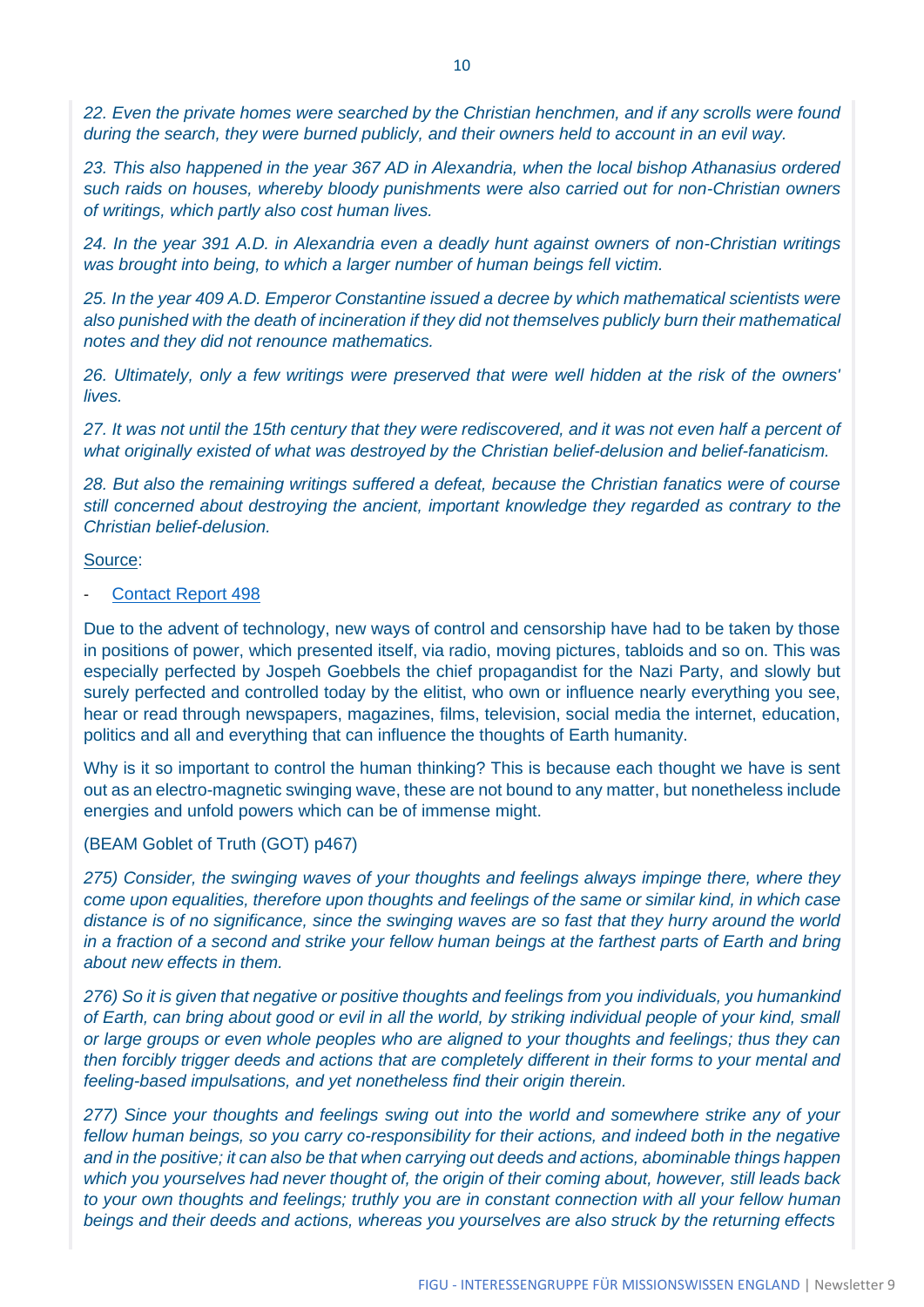*22. Even the private homes were searched by the Christian henchmen, and if any scrolls were found during the search, they were burned publicly, and their owners held to account in an evil way.*

*23. This also happened in the year 367 AD in Alexandria, when the local bishop Athanasius ordered such raids on houses, whereby bloody punishments were also carried out for non-Christian owners of writings, which partly also cost human lives.*

*24. In the year 391 A.D. in Alexandria even a deadly hunt against owners of non-Christian writings was brought into being, to which a larger number of human beings fell victim.*

*25. In the year 409 A.D. Emperor Constantine issued a decree by which mathematical scientists were also punished with the death of incineration if they did not themselves publicly burn their mathematical notes and they did not renounce mathematics.*

*26. Ultimately, only a few writings were preserved that were well hidden at the risk of the owners' lives.*

*27. It was not until the 15th century that they were rediscovered, and it was not even half a percent of what originally existed of what was destroyed by the Christian belief-delusion and belief-fanaticism.*

*28. But also the remaining writings suffered a defeat, because the Christian fanatics were of course still concerned about destroying the ancient, important knowledge they regarded as contrary to the Christian belief-delusion.*

Source:

- Contact Report 498

Due to the advent of technology, new ways of control and censorship have had to be taken by those in positions of power, which presented itself, via radio, moving pictures, tabloids and so on. This was especially perfected by Jospeh Goebbels the chief propagandist for the Nazi Party, and slowly but surely perfected and controlled today by the elitist, who own or influence nearly everything you see, hear or read through newspapers, magazines, films, television, social media the internet, education, politics and all and everything that can influence the thoughts of Earth humanity.

Why is it so important to control the human thinking? This is because each thought we have is sent out as an electro-magnetic swinging wave, these are not bound to any matter, but nonetheless include energies and unfold powers which can be of immense might.

(BEAM Goblet of Truth (GOT) p467)

*275) Consider, the swinging waves of your thoughts and feelings always impinge there, where they come upon equalities, therefore upon thoughts and feelings of the same or similar kind, in which case distance is of no significance, since the swinging waves are so fast that they hurry around the world in a fraction of a second and strike your fellow human beings at the farthest parts of Earth and bring about new effects in them.*

*276) So it is given that negative or positive thoughts and feelings from you individuals, you humankind of Earth, can bring about good or evil in all the world, by striking individual people of your kind, small or large groups or even whole peoples who are aligned to your thoughts and feelings; thus they can then forcibly trigger deeds and actions that are completely different in their forms to your mental and feeling-based impulsations, and yet nonetheless find their origin therein.*

*277) Since your thoughts and feelings swing out into the world and somewhere strike any of your fellow human beings, so you carry co-responsibility for their actions, and indeed both in the negative and in the positive; it can also be that when carrying out deeds and actions, abominable things happen which you yourselves had never thought of, the origin of their coming about, however, still leads back to your own thoughts and feelings; truthly you are in constant connection with all your fellow human beings and their deeds and actions, whereas you yourselves are also struck by the returning effects*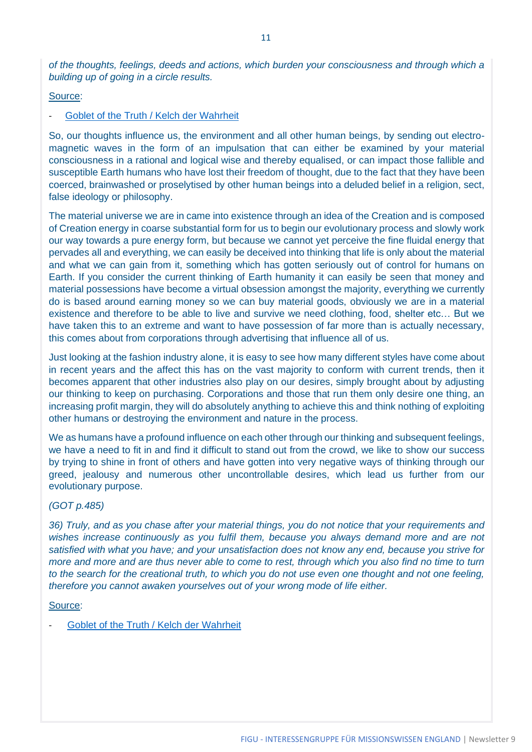*of the thoughts, feelings, deeds and actions, which burden your consciousness and through which a building up of going in a circle results.*

Source:

- Goblet of the Truth / Kelch der Wahrheit

So, our thoughts influence us, the environment and all other human beings, by sending out electro-magnetic waves in the form of an impulsation that can either be examined by your material consciousness in a rational and logical wise and thereby equalised, or can impact those fallible and susceptible Earth humans who have lost their freedom of thought, due to the fact that they have been coerced, brainwashed or proselytised by other human beings into a deluded belief in a religion, sect, false ideology or philosophy.

The material universe we are in came into existence through an idea of the Creation and is composed of Creation energy in coarse substantial form for us to begin our evolutionary process and slowly work our way towards a pure energy form, but because we cannot yet perceive the fine fluidal energy that pervades all and everything, we can easily be deceived into thinking that life is only about the material and what we can gain from it, something which has gotten seriously out of control for humans on Earth. If you consider the current thinking of Earth humanity it can easily be seen that money and material possessions have become a virtual obsession amongst the majority, everything we currently do is based around earning money so we can buy material goods, obviously we are in a material existence and therefore to be able to live and survive we need clothing, food, shelter etc… But we have taken this to an extreme and want to have possession of far more than is actually necessary, this comes about from corporations through advertising that influence all of us.

Just looking at the fashion industry alone, it is easy to see how many different styles have come about in recent years and the affect this has on the vast majority to conform with current trends, then it becomes apparent that other industries also play on our desires, simply brought about by adjusting our thinking to keep on purchasing. Corporations and those that run them only desire one thing, an increasing profit margin, they will do absolutely anything to achieve this and think nothing of exploiting other humans or destroying the environment and nature in the process.

We as humans have a profound influence on each other through our thinking and subsequent feelings, we have a need to fit in and find it difficult to stand out from the crowd, we like to show our success by trying to shine in front of others and have gotten into very negative ways of thinking through our greed, jealousy and numerous other uncontrollable desires, which lead us further from our evolutionary purpose.

*(GOT p.485)*

*36) Truly, and as you chase after your material things, you do not notice that your requirements and wishes increase continuously as you fulfil them, because you always demand more and are not satisfied with what you have; and your unsatisfaction does not know any end, because you strive for more and more and are thus never able to come to rest, through which you also find no time to turn to the search for the creational truth, to which you do not use even one thought and not one feeling, therefore you cannot awaken yourselves out of your wrong mode of life either.*

Source:

- Goblet of the Truth / Kelch der Wahrheit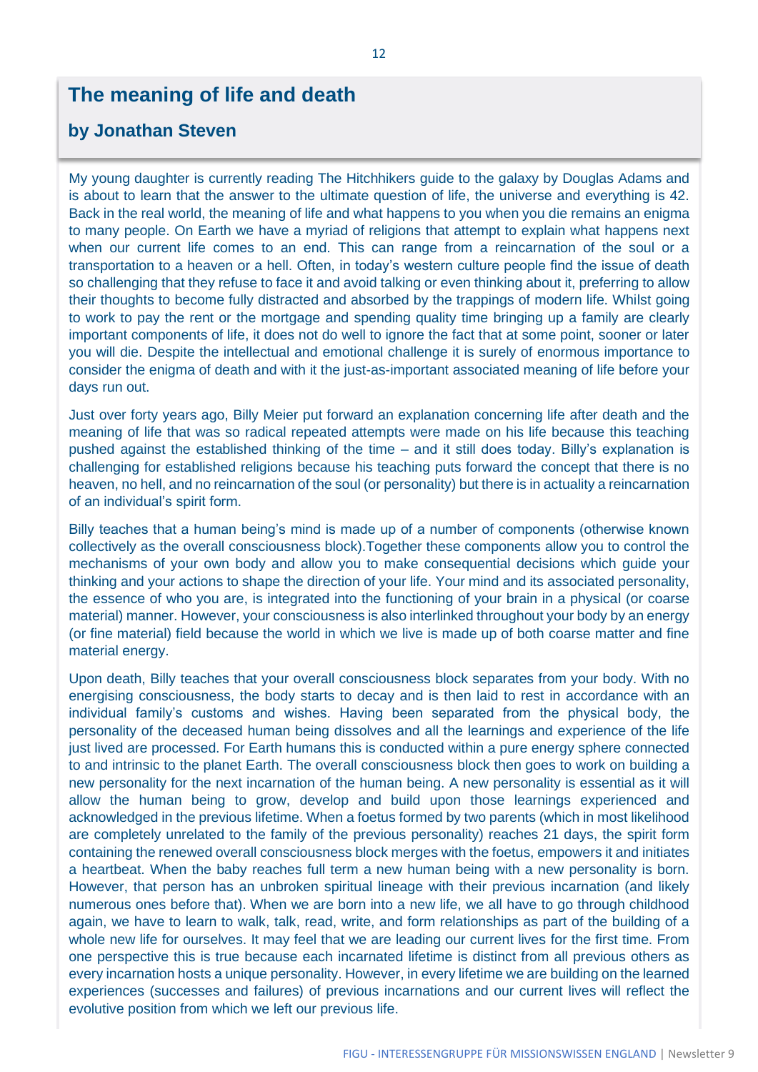# The meaning of life and death

## by Jonathan Steven

My young daughter is currently reading The Hitchhikers guide to the galaxy by Douglas Adams and is about to learn that the answer to the ultimate question of life, the universe and everything is 42. Back in the real world, the meaning of life and what happens to you when you die remains an enigma to many people. On Earth we have a myriad of religions that attempt to explain what happens next when our current life comes to an end. This can range from a reincarnation of the soul or a transportation to a heaven or a hell. Often, in today's western culture people find the issue of death so challenging that they refuse to face it and avoid talking or even thinking about it, preferring to allow their thoughts to become fully distracted and absorbed by the trappings of modern life. Whilst going to work to pay the rent or the mortgage and spending quality time bringing up a family are clearly important components of life, it does not do well to ignore the fact that at some point, sooner or later you will die. Despite the intellectual and emotional challenge it is surely of enormous importance to consider the enigma of death and with it the just-as-important associated meaning of life before your days run out.

Just over forty years ago, Billy Meier put forward an explanation concerning life after death and the meaning of life that was so radical repeated attempts were made on his life because this teaching pushed against the established thinking of the time – and it still does today. Billy's explanation is challenging for established religions because his teaching puts forward the concept that there is no heaven, no hell, and no reincarnation of the soul (or personality) but there is in actuality a reincarnation of an individual's spirit form.

Billy teaches that a human being's mind is made up of a number of components (otherwise known collectively as the overall consciousness block).Together these components allow you to control the mechanisms of your own body and allow you to make consequential decisions which guide your thinking and your actions to shape the direction of your life. Your mind and its associated personality, the essence of who you are, is integrated into the functioning of your brain in a physical (or coarse material) manner. However, your consciousness is also interlinked throughout your body by an energy (or fine material) field because the world in which we live is made up of both coarse matter and fine material energy.

Upon death, Billy teaches that your overall consciousness block separates from your body. With no energising consciousness, the body starts to decay and is then laid to rest in accordance with an individual family's customs and wishes. Having been separated from the physical body, the personality of the deceased human being dissolves and all the learnings and experience of the life just lived are processed. For Earth humans this is conducted within a pure energy sphere connected to and intrinsic to the planet Earth. The overall consciousness block then goes to work on building a new personality for the next incarnation of the human being. A new personality is essential as it will allow the human being to grow, develop and build upon those learnings experienced and acknowledged in the previous lifetime. When a foetus formed by two parents (which in most likelihood are completely unrelated to the family of the previous personality) reaches 21 days, the spirit form containing the renewed overall consciousness block merges with the foetus, empowers it and initiates a heartbeat. When the baby reaches full term a new human being with a new personality is born. However, that person has an unbroken spiritual lineage with their previous incarnation (and likely numerous ones before that). When we are born into a new life, we all have to go through childhood again, we have to learn to walk, talk, read, write, and form relationships as part of the building of a whole new life for ourselves. It may feel that we are leading our current lives for the first time. From one perspective this is true because each incarnated lifetime is distinct from all previous others as every incarnation hosts a unique personality. However, in every lifetime we are building on the learned experiences (successes and failures) of previous incarnations and our current lives will reflect the evolutive position from which we left our previous life.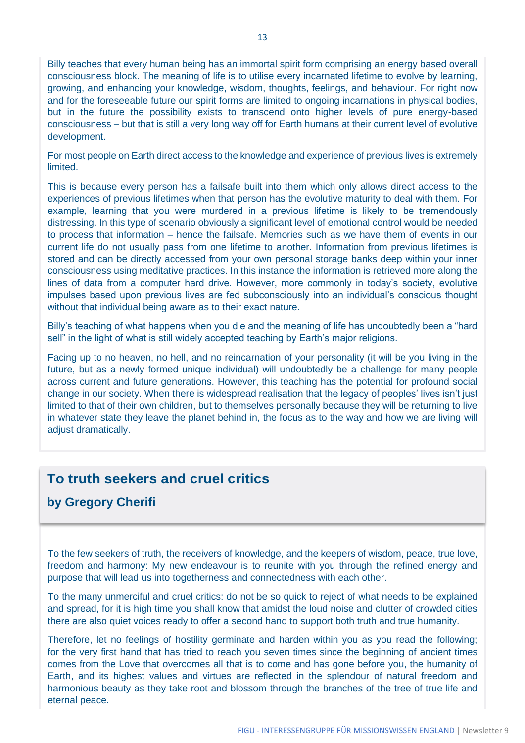Billy teaches that every human being has an immortal spirit form comprising an energy based overall consciousness block. The meaning of life is to utilise every incarnated lifetime to evolve by learning, growing, and enhancing your knowledge, wisdom, thoughts, feelings, and behaviour. For right now and for the foreseeable future our spirit forms are limited to ongoing incarnations in physical bodies, but in the future the possibility exists to transcend onto higher levels of pure energy-based consciousness – but that is still a very long way off for Earth humans at their current level of evolutive development.

For most people on Earth direct access to the knowledge and experience of previous lives is extremely limited.

This is because every person has a failsafe built into them which only allows direct access to the experiences of previous lifetimes when that person has the evolutive maturity to deal with them. For example, learning that you were murdered in a previous lifetime is likely to be tremendously distressing. In this type of scenario obviously a significant level of emotional control would be needed to process that information – hence the failsafe. Memories such as we have them of events in our current life do not usually pass from one lifetime to another. Information from previous lifetimes is stored and can be directly accessed from your own personal storage banks deep within your inner consciousness using meditative practices. In this instance the information is retrieved more along the lines of data from a computer hard drive. However, more commonly in today's society, evolutive impulses based upon previous lives are fed subconsciously into an individual's conscious thought without that individual being aware as to their exact nature.

Billy's teaching of what happens when you die and the meaning of life has undoubtedly been a "hard sell" in the light of what is still widely accepted teaching by Earth's major religions.

Facing up to no heaven, no hell, and no reincarnation of your personality (it will be you living in the future, but as a newly formed unique individual) will undoubtedly be a challenge for many people across current and future generations. However, this teaching has the potential for profound social change in our society. When there is widespread realisation that the legacy of peoples' lives isn't just limited to that of their own children, but to themselves personally because they will be returning to live in whatever state they leave the planet behind in, the focus as to the way and how we are living will adjust dramatically.

## To truth seekers and cruel critics

### by Gregory Cherifi

To the few seekers of truth, the receivers of knowledge, and the keepers of wisdom, peace, true love, freedom and harmony: My new endeavour is to reunite with you through the refined energy and purpose that will lead us into togetherness and connectedness with each other.

To the many unmerciful and cruel critics: do not be so quick to reject of what needs to be explained and spread, for it is high time you shall know that amidst the loud noise and clutter of crowded cities there are also quiet voices ready to offer a second hand to support both truth and true humanity.

Therefore, let no feelings of hostility germinate and harden within you as you read the following; for the very first hand that has tried to reach you seven times since the beginning of ancient times comes from the Love that overcomes all that is to come and has gone before you, the humanity of Earth, and its highest values and virtues are reflected in the splendour of natural freedom and harmonious beauty as they take root and blossom through the branches of the tree of true life and eternal peace.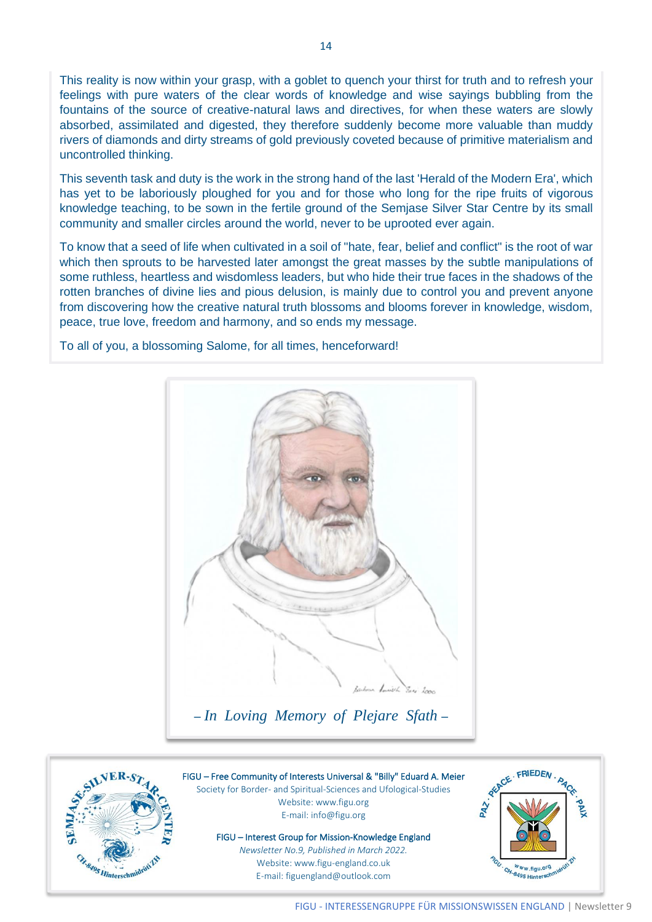This reality is now within your grasp, with a goblet to quench your thirst for truth and to refresh your feelings with pure waters of the clear words of knowledge and wise sayings bubbling from the fountains of the source of creative-natural laws and directives, for when these waters are slowly absorbed, assimilated and digested, they therefore suddenly become more valuable than muddy rivers of diamonds and dirty streams of gold previously coveted because of primitive materialism and uncontrolled thinking.

This seventh task and duty is the work in the strong hand of the last 'Herald of the Modern Era', which has yet to be laboriously ploughed for you and for those who long for the ripe fruits of vigorous knowledge teaching, to be sown in the fertile ground of the Semjase Silver Star Centre by its small community and smaller circles around the world, never to be uprooted ever again.

To know that a seed of life when cultivated in a soil of "hate, fear, belief and conflict" is the root of war which then sprouts to be harvested later amongst the great masses by the subtle manipulations of some ruthless, heartless and wisdomless leaders, but who hide their true faces in the shadows of the rotten branches of divine lies and pious delusion, is mainly due to control you and prevent anyone from discovering how the creative natural truth blossoms and blooms forever in knowledge, wisdom, peace, true love, freedom and harmony, and so ends my message.

To all of you, a blossoming Salome, for all times, henceforward!

*– In Loving Memory of Plejare Sfath –*

FIGU – Free Community of Interests Universal & "Billy" Eduard A. Meier
Society for Border- and Spiritual-Sciences and Ufological-Studies
Website: www.figu.org
E-mail: info@figu.org

FIGU – Interest Group for Mission-Knowledge England
*Newsletter No.9, Published in March 2022.*
Website: www.figu-england.co.uk
E-mail: figuengland@outlook.com